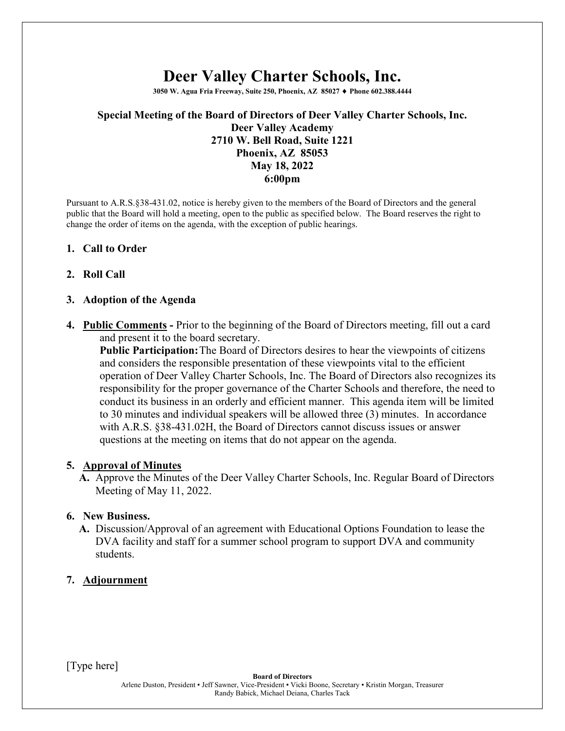# Deer Valley Charter Schools, Inc.

**3050 W. Agua Fria Freeway, Suite 250, Phoenix, AZ 85027 ♦ Phone 602.388.4444**

## Special Meeting of the Board of Directors of Deer Valley Charter Schools, Inc.

**Deer Valley Academy**
**2710 W. Bell Road, Suite 1221**
**Phoenix, AZ 85053**
**May 18, 2022**
**6:00pm**

Pursuant to A.R.S.§38-431.02, notice is hereby given to the members of the Board of Directors and the general public that the Board will hold a meeting, open to the public as specified below. The Board reserves the right to change the order of items on the agenda, with the exception of public hearings.

1. **Call to Order**

2. **Roll Call**

3. **Adoption of the Agenda**

4. **Public Comments -** Prior to the beginning of the Board of Directors meeting, fill out a card and present it to the board secretary.
   **Public Participation:** The Board of Directors desires to hear the viewpoints of citizens and considers the responsible presentation of these viewpoints vital to the efficient operation of Deer Valley Charter Schools, Inc. The Board of Directors also recognizes its responsibility for the proper governance of the Charter Schools and therefore, the need to conduct its business in an orderly and efficient manner. This agenda item will be limited to 30 minutes and individual speakers will be allowed three (3) minutes. In accordance with A.R.S. §38-431.02H, the Board of Directors cannot discuss issues or answer questions at the meeting on items that do not appear on the agenda.

5. **Approval of Minutes**
   - **A.** Approve the Minutes of the Deer Valley Charter Schools, Inc. Regular Board of Directors Meeting of May 11, 2022.

6. **New Business.**
   - **A.** Discussion/Approval of an agreement with Educational Options Foundation to lease the DVA facility and staff for a summer school program to support DVA and community students.

7. **Adjournment**

[Type here]

**Board of Directors**
Arlene Duston, President ▪ Jeff Sawner, Vice-President ▪ Vicki Boone, Secretary ▪ Kristin Morgan, Treasurer
Randy Babick, Michael Deiana, Charles Tack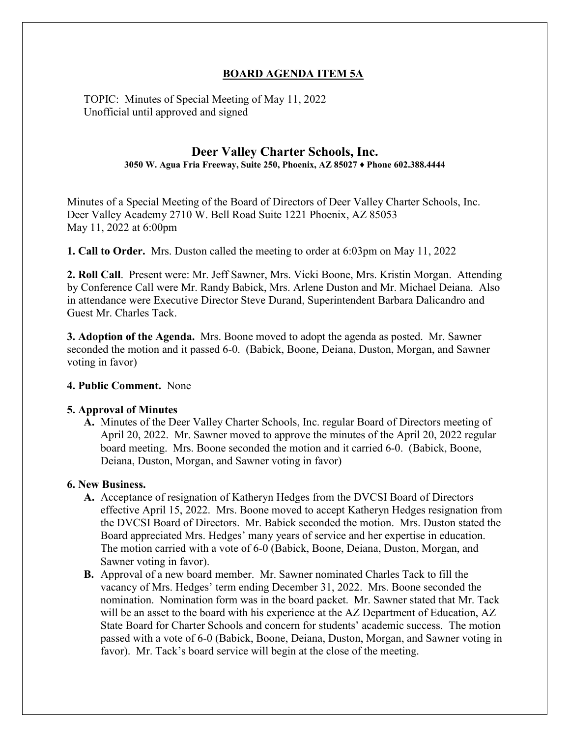**BOARD AGENDA ITEM 5A**

TOPIC: Minutes of Special Meeting of May 11, 2022
Unofficial until approved and signed

## Deer Valley Charter Schools, Inc.

**3050 W. Agua Fria Freeway, Suite 250, Phoenix, AZ 85027 ♦ Phone 602.388.4444**

Minutes of a Special Meeting of the Board of Directors of Deer Valley Charter Schools, Inc.
Deer Valley Academy 2710 W. Bell Road Suite 1221 Phoenix, AZ 85053
May 11, 2022 at 6:00pm

**1. Call to Order.** Mrs. Duston called the meeting to order at 6:03pm on May 11, 2022

**2. Roll Call**. Present were: Mr. Jeff Sawner, Mrs. Vicki Boone, Mrs. Kristin Morgan. Attending by Conference Call were Mr. Randy Babick, Mrs. Arlene Duston and Mr. Michael Deiana. Also in attendance were Executive Director Steve Durand, Superintendent Barbara Dalicandro and Guest Mr. Charles Tack.

**3. Adoption of the Agenda.** Mrs. Boone moved to adopt the agenda as posted. Mr. Sawner seconded the motion and it passed 6-0. (Babick, Boone, Deiana, Duston, Morgan, and Sawner voting in favor)

**4. Public Comment.** None

**5. Approval of Minutes**

**A.** Minutes of the Deer Valley Charter Schools, Inc. regular Board of Directors meeting of April 20, 2022. Mr. Sawner moved to approve the minutes of the April 20, 2022 regular board meeting. Mrs. Boone seconded the motion and it carried 6-0. (Babick, Boone, Deiana, Duston, Morgan, and Sawner voting in favor)

**6. New Business.**

**A.** Acceptance of resignation of Katheryn Hedges from the DVCSI Board of Directors effective April 15, 2022. Mrs. Boone moved to accept Katheryn Hedges resignation from the DVCSI Board of Directors. Mr. Babick seconded the motion. Mrs. Duston stated the Board appreciated Mrs. Hedges' many years of service and her expertise in education. The motion carried with a vote of 6-0 (Babick, Boone, Deiana, Duston, Morgan, and Sawner voting in favor).

**B.** Approval of a new board member. Mr. Sawner nominated Charles Tack to fill the vacancy of Mrs. Hedges' term ending December 31, 2022. Mrs. Boone seconded the nomination. Nomination form was in the board packet. Mr. Sawner stated that Mr. Tack will be an asset to the board with his experience at the AZ Department of Education, AZ State Board for Charter Schools and concern for students' academic success. The motion passed with a vote of 6-0 (Babick, Boone, Deiana, Duston, Morgan, and Sawner voting in favor). Mr. Tack's board service will begin at the close of the meeting.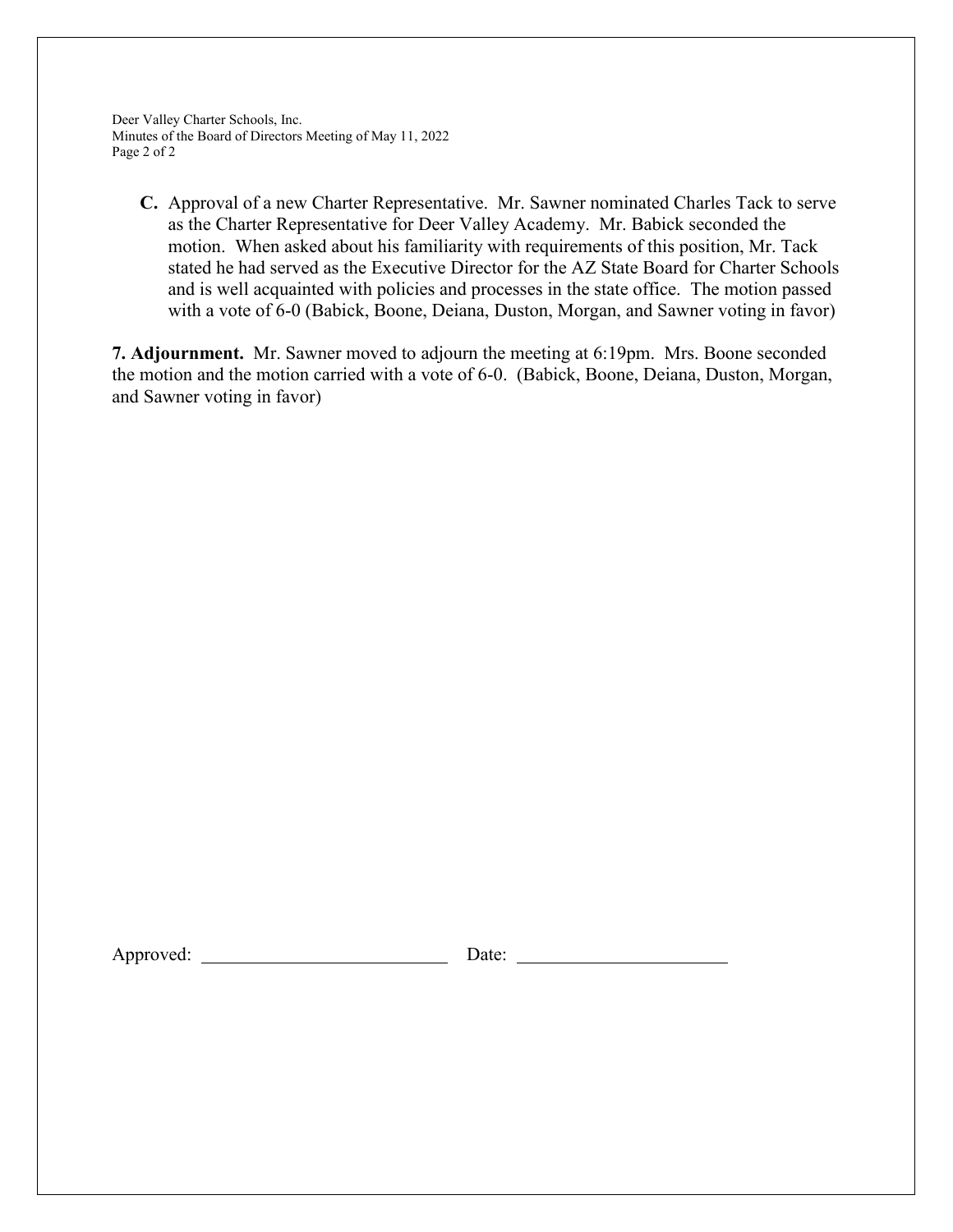**C.** Approval of a new Charter Representative. Mr. Sawner nominated Charles Tack to serve as the Charter Representative for Deer Valley Academy. Mr. Babick seconded the motion. When asked about his familiarity with requirements of this position, Mr. Tack stated he had served as the Executive Director for the AZ State Board for Charter Schools and is well acquainted with policies and processes in the state office. The motion passed with a vote of 6-0 (Babick, Boone, Deiana, Duston, Morgan, and Sawner voting in favor)

**7. Adjournment.** Mr. Sawner moved to adjourn the meeting at 6:19pm. Mrs. Boone seconded the motion and the motion carried with a vote of 6-0. (Babick, Boone, Deiana, Duston, Morgan, and Sawner voting in favor)

Approved: ___________________________ Date: ______________________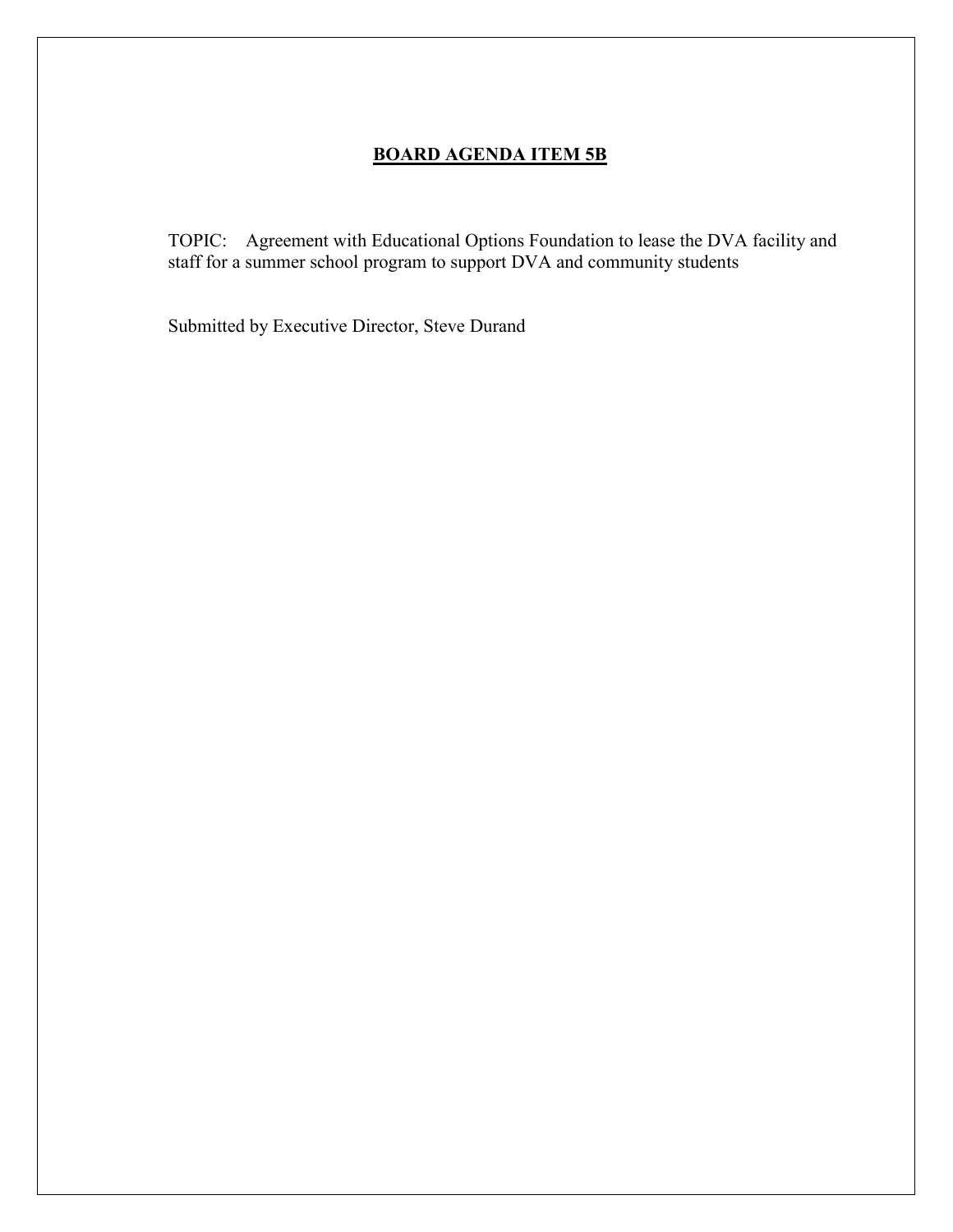# **BOARD AGENDA ITEM 5B**

TOPIC: Agreement with Educational Options Foundation to lease the DVA facility and staff for a summer school program to support DVA and community students

Submitted by Executive Director, Steve Durand